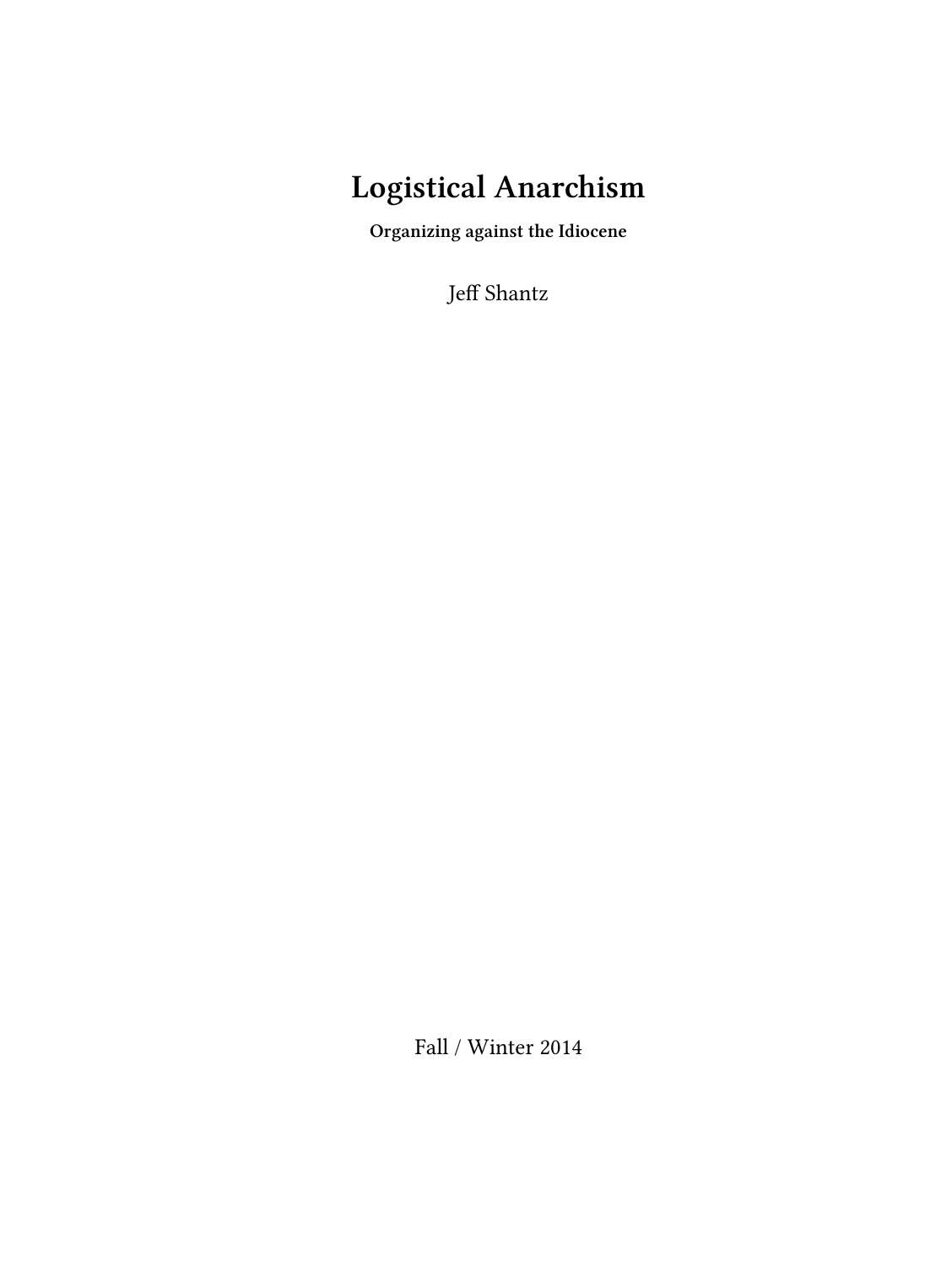# Logistical Anarchism

**Organizing against the Idiocene**

Jeff Shantz

Fall / Winter 2014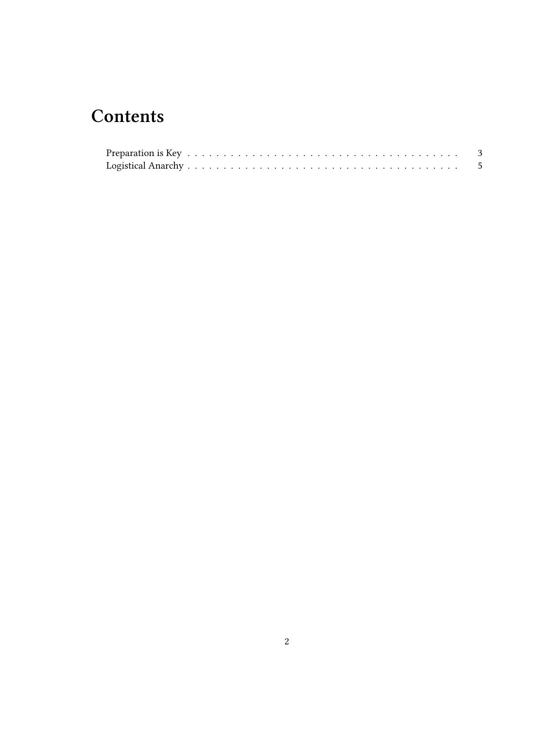# Contents

- Preparation is Key . . . . . . . . . . . . . . . . . . . . . . . . . . . . . . . . . . . . . 3
- Logistical Anarchy . . . . . . . . . . . . . . . . . . . . . . . . . . . . . . . . . . . . . 5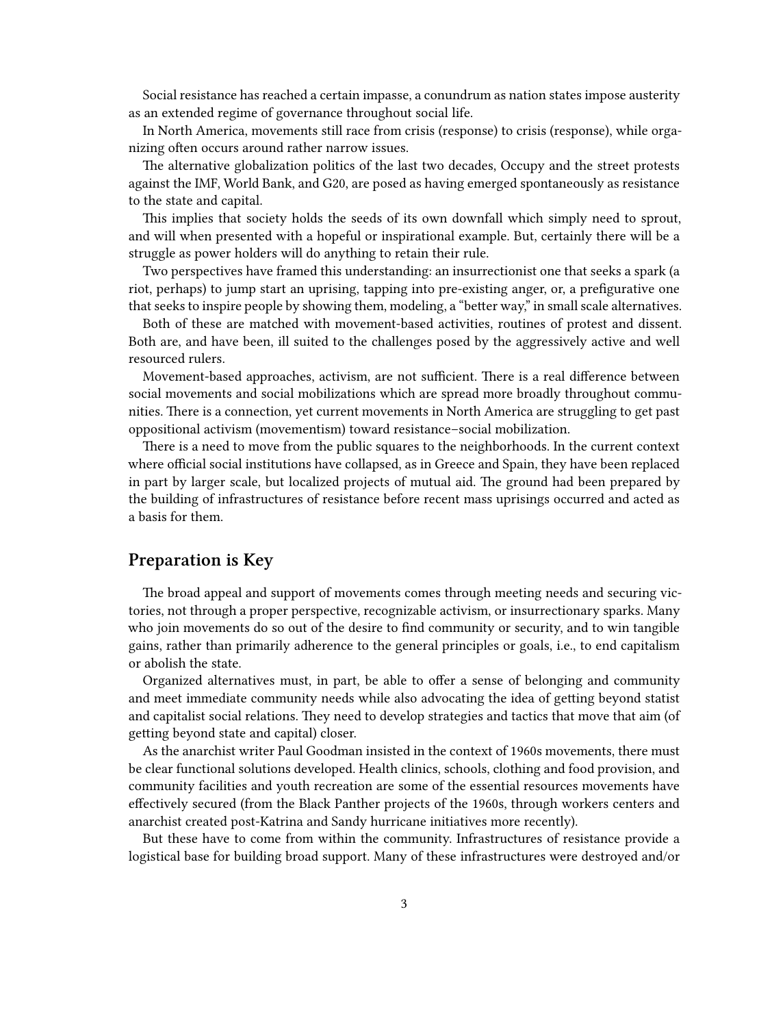Social resistance has reached a certain impasse, a conundrum as nation states impose austerity as an extended regime of governance throughout social life.

In North America, movements still race from crisis (response) to crisis (response), while organizing often occurs around rather narrow issues.

The alternative globalization politics of the last two decades, Occupy and the street protests against the IMF, World Bank, and G20, are posed as having emerged spontaneously as resistance to the state and capital.

This implies that society holds the seeds of its own downfall which simply need to sprout, and will when presented with a hopeful or inspirational example. But, certainly there will be a struggle as power holders will do anything to retain their rule.

Two perspectives have framed this understanding: an insurrectionist one that seeks a spark (a riot, perhaps) to jump start an uprising, tapping into pre-existing anger, or, a prefigurative one that seeks to inspire people by showing them, modeling, a "better way," in small scale alternatives.

Both of these are matched with movement-based activities, routines of protest and dissent. Both are, and have been, ill suited to the challenges posed by the aggressively active and well resourced rulers.

Movement-based approaches, activism, are not sufficient. There is a real difference between social movements and social mobilizations which are spread more broadly throughout communities. There is a connection, yet current movements in North America are struggling to get past oppositional activism (movementism) toward resistance–social mobilization.

There is a need to move from the public squares to the neighborhoods. In the current context where official social institutions have collapsed, as in Greece and Spain, they have been replaced in part by larger scale, but localized projects of mutual aid. The ground had been prepared by the building of infrastructures of resistance before recent mass uprisings occurred and acted as a basis for them.

## Preparation is Key

The broad appeal and support of movements comes through meeting needs and securing victories, not through a proper perspective, recognizable activism, or insurrectionary sparks. Many who join movements do so out of the desire to find community or security, and to win tangible gains, rather than primarily adherence to the general principles or goals, i.e., to end capitalism or abolish the state.

Organized alternatives must, in part, be able to offer a sense of belonging and community and meet immediate community needs while also advocating the idea of getting beyond statist and capitalist social relations. They need to develop strategies and tactics that move that aim (of getting beyond state and capital) closer.

As the anarchist writer Paul Goodman insisted in the context of 1960s movements, there must be clear functional solutions developed. Health clinics, schools, clothing and food provision, and community facilities and youth recreation are some of the essential resources movements have effectively secured (from the Black Panther projects of the 1960s, through workers centers and anarchist created post-Katrina and Sandy hurricane initiatives more recently).

But these have to come from within the community. Infrastructures of resistance provide a logistical base for building broad support. Many of these infrastructures were destroyed and/or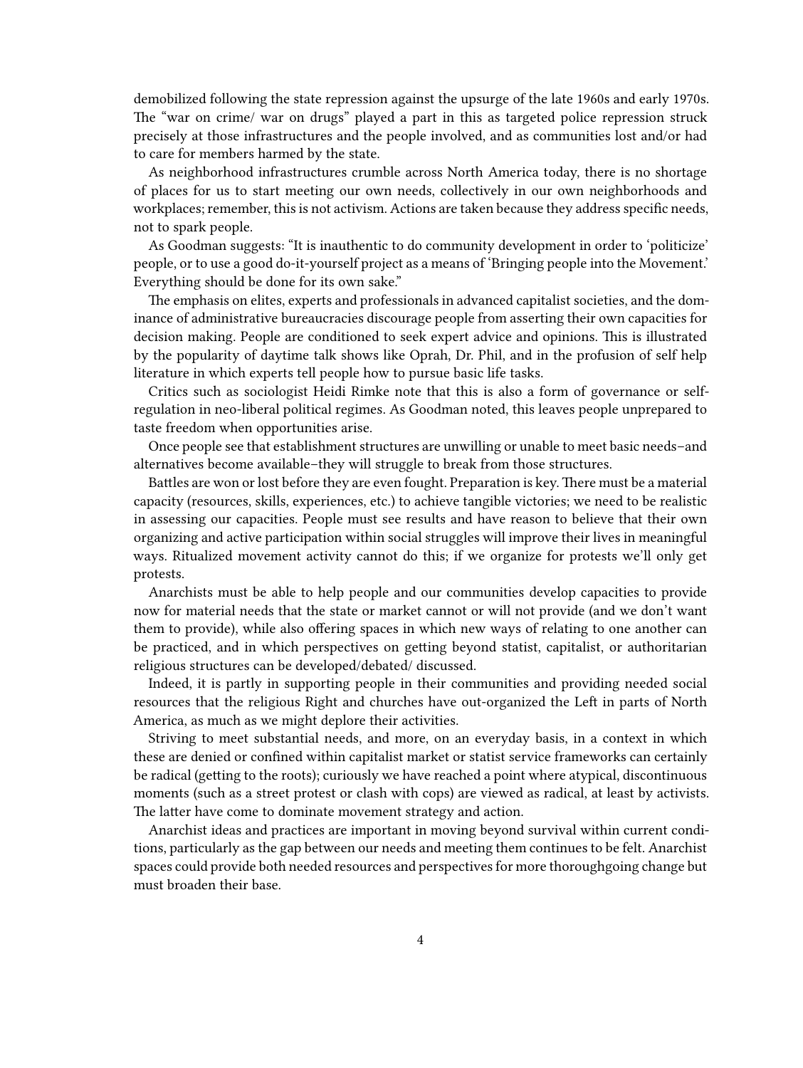demobilized following the state repression against the upsurge of the late 1960s and early 1970s. The "war on crime/ war on drugs" played a part in this as targeted police repression struck precisely at those infrastructures and the people involved, and as communities lost and/or had to care for members harmed by the state.

As neighborhood infrastructures crumble across North America today, there is no shortage of places for us to start meeting our own needs, collectively in our own neighborhoods and workplaces; remember, this is not activism. Actions are taken because they address specific needs, not to spark people.

As Goodman suggests: "It is inauthentic to do community development in order to 'politicize' people, or to use a good do-it-yourself project as a means of 'Bringing people into the Movement.' Everything should be done for its own sake."

The emphasis on elites, experts and professionals in advanced capitalist societies, and the dominance of administrative bureaucracies discourage people from asserting their own capacities for decision making. People are conditioned to seek expert advice and opinions. This is illustrated by the popularity of daytime talk shows like Oprah, Dr. Phil, and in the profusion of self help literature in which experts tell people how to pursue basic life tasks.

Critics such as sociologist Heidi Rimke note that this is also a form of governance or self-regulation in neo-liberal political regimes. As Goodman noted, this leaves people unprepared to taste freedom when opportunities arise.

Once people see that establishment structures are unwilling or unable to meet basic needs–and alternatives become available–they will struggle to break from those structures.

Battles are won or lost before they are even fought. Preparation is key. There must be a material capacity (resources, skills, experiences, etc.) to achieve tangible victories; we need to be realistic in assessing our capacities. People must see results and have reason to believe that their own organizing and active participation within social struggles will improve their lives in meaningful ways. Ritualized movement activity cannot do this; if we organize for protests we'll only get protests.

Anarchists must be able to help people and our communities develop capacities to provide now for material needs that the state or market cannot or will not provide (and we don't want them to provide), while also offering spaces in which new ways of relating to one another can be practiced, and in which perspectives on getting beyond statist, capitalist, or authoritarian religious structures can be developed/debated/ discussed.

Indeed, it is partly in supporting people in their communities and providing needed social resources that the religious Right and churches have out-organized the Left in parts of North America, as much as we might deplore their activities.

Striving to meet substantial needs, and more, on an everyday basis, in a context in which these are denied or confined within capitalist market or statist service frameworks can certainly be radical (getting to the roots); curiously we have reached a point where atypical, discontinuous moments (such as a street protest or clash with cops) are viewed as radical, at least by activists. The latter have come to dominate movement strategy and action.

Anarchist ideas and practices are important in moving beyond survival within current conditions, particularly as the gap between our needs and meeting them continues to be felt. Anarchist spaces could provide both needed resources and perspectives for more thoroughgoing change but must broaden their base.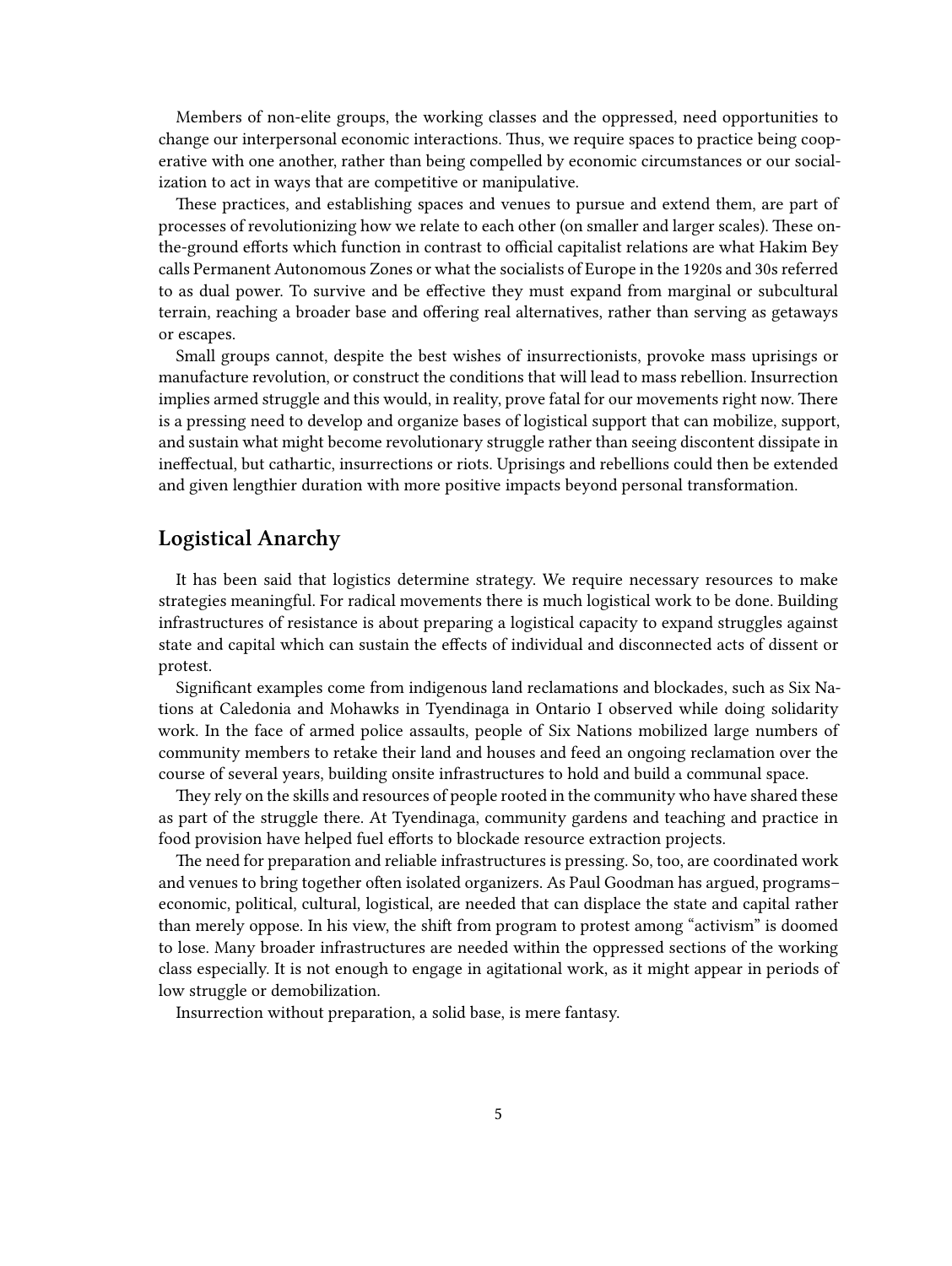Members of non-elite groups, the working classes and the oppressed, need opportunities to change our interpersonal economic interactions. Thus, we require spaces to practice being cooperative with one another, rather than being compelled by economic circumstances or our socialization to act in ways that are competitive or manipulative.

These practices, and establishing spaces and venues to pursue and extend them, are part of processes of revolutionizing how we relate to each other (on smaller and larger scales). These on-the-ground efforts which function in contrast to official capitalist relations are what Hakim Bey calls Permanent Autonomous Zones or what the socialists of Europe in the 1920s and 30s referred to as dual power. To survive and be effective they must expand from marginal or subcultural terrain, reaching a broader base and offering real alternatives, rather than serving as getaways or escapes.

Small groups cannot, despite the best wishes of insurrectionists, provoke mass uprisings or manufacture revolution, or construct the conditions that will lead to mass rebellion. Insurrection implies armed struggle and this would, in reality, prove fatal for our movements right now. There is a pressing need to develop and organize bases of logistical support that can mobilize, support, and sustain what might become revolutionary struggle rather than seeing discontent dissipate in ineffectual, but cathartic, insurrections or riots. Uprisings and rebellions could then be extended and given lengthier duration with more positive impacts beyond personal transformation.

## Logistical Anarchy

It has been said that logistics determine strategy. We require necessary resources to make strategies meaningful. For radical movements there is much logistical work to be done. Building infrastructures of resistance is about preparing a logistical capacity to expand struggles against state and capital which can sustain the effects of individual and disconnected acts of dissent or protest.

Significant examples come from indigenous land reclamations and blockades, such as Six Nations at Caledonia and Mohawks in Tyendinaga in Ontario I observed while doing solidarity work. In the face of armed police assaults, people of Six Nations mobilized large numbers of community members to retake their land and houses and feed an ongoing reclamation over the course of several years, building onsite infrastructures to hold and build a communal space.

They rely on the skills and resources of people rooted in the community who have shared these as part of the struggle there. At Tyendinaga, community gardens and teaching and practice in food provision have helped fuel efforts to blockade resource extraction projects.

The need for preparation and reliable infrastructures is pressing. So, too, are coordinated work and venues to bring together often isolated organizers. As Paul Goodman has argued, programs–economic, political, cultural, logistical, are needed that can displace the state and capital rather than merely oppose. In his view, the shift from program to protest among "activism" is doomed to lose. Many broader infrastructures are needed within the oppressed sections of the working class especially. It is not enough to engage in agitational work, as it might appear in periods of low struggle or demobilization.

Insurrection without preparation, a solid base, is mere fantasy.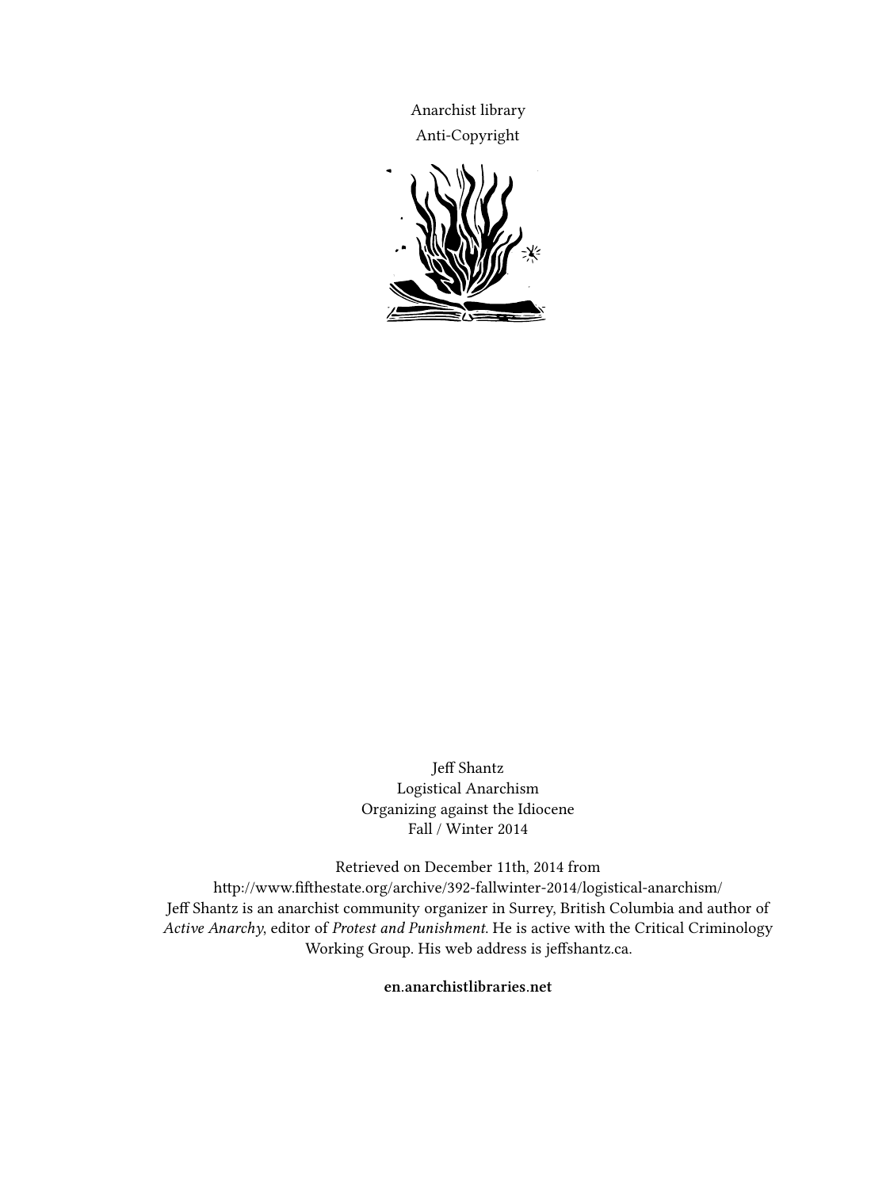Anarchist library
Anti-Copyright

Jeff Shantz
Logistical Anarchism
Organizing against the Idiocene
Fall / Winter 2014

Retrieved on December 11th, 2014 from
http://www.fifthestate.org/archive/392-fallwinter-2014/logistical-anarchism/
Jeff Shantz is an anarchist community organizer in Surrey, British Columbia and author of *Active Anarchy*, editor of *Protest and Punishment*. He is active with the Critical Criminology Working Group. His web address is jeffshantz.ca.

**en.anarchistlibraries.net**